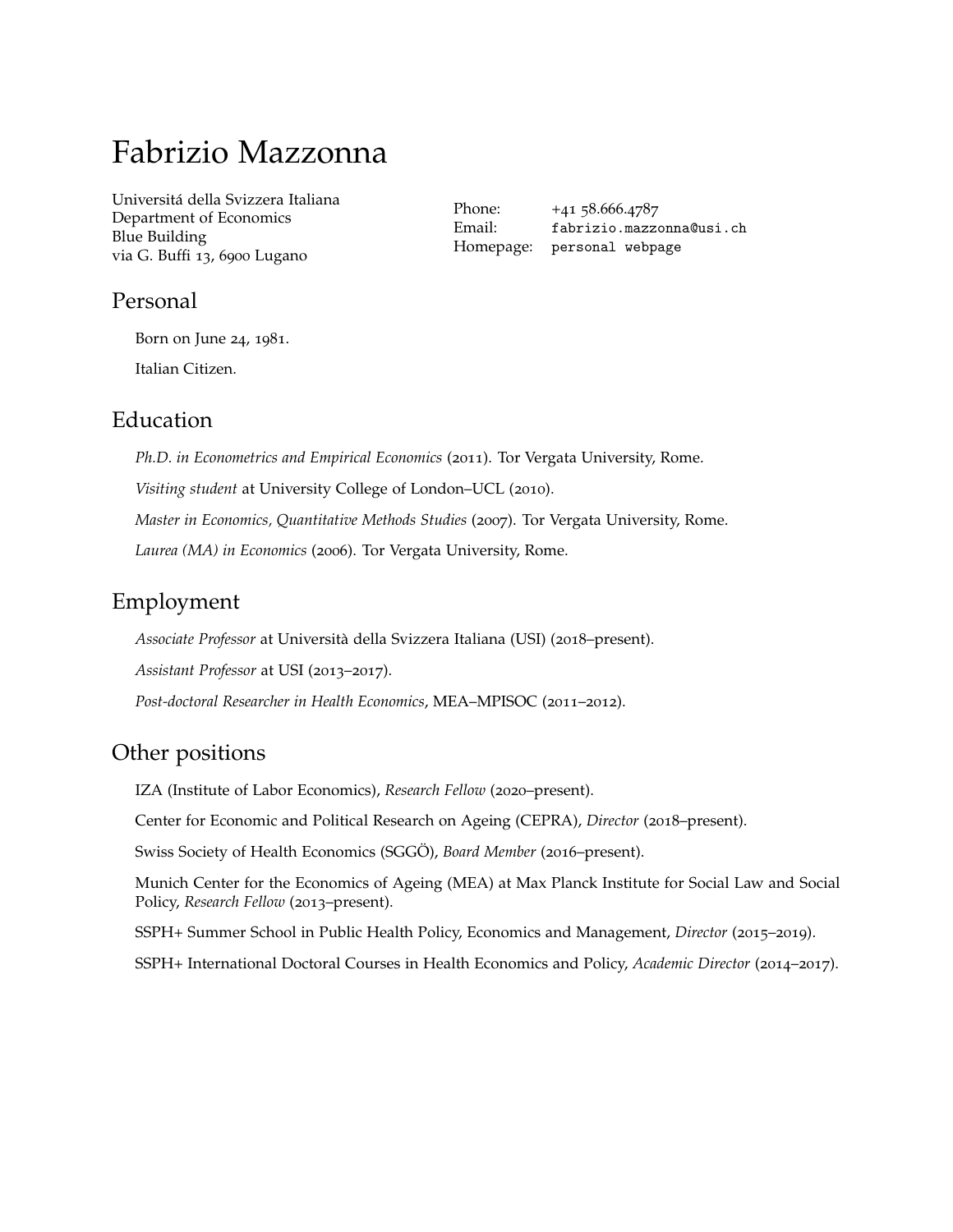# Fabrizio Mazzonna

Universitá della Svizzera Italiana
Department of Economics
Blue Building
via G. Buffi 13, 6900 Lugano

Phone: +41 58.666.4787
Email: fabrizio.mazzonna@usi.ch
Homepage: personal webpage

## Personal

Born on June 24, 1981.

Italian Citizen.

## Education

*Ph.D. in Econometrics and Empirical Economics* (2011). Tor Vergata University, Rome.

*Visiting student* at University College of London–UCL (2010).

*Master in Economics, Quantitative Methods Studies* (2007). Tor Vergata University, Rome.

*Laurea (MA) in Economics* (2006). Tor Vergata University, Rome.

## Employment

*Associate Professor* at Università della Svizzera Italiana (USI) (2018–present).

*Assistant Professor* at USI (2013–2017).

*Post-doctoral Researcher in Health Economics*, MEA–MPISOC (2011–2012).

## Other positions

IZA (Institute of Labor Economics), *Research Fellow* (2020–present).

Center for Economic and Political Research on Ageing (CEPRA), *Director* (2018–present).

Swiss Society of Health Economics (SGGÖ), *Board Member* (2016–present).

Munich Center for the Economics of Ageing (MEA) at Max Planck Institute for Social Law and Social Policy, *Research Fellow* (2013–present).

SSPH+ Summer School in Public Health Policy, Economics and Management, *Director* (2015–2019).

SSPH+ International Doctoral Courses in Health Economics and Policy, *Academic Director* (2014–2017).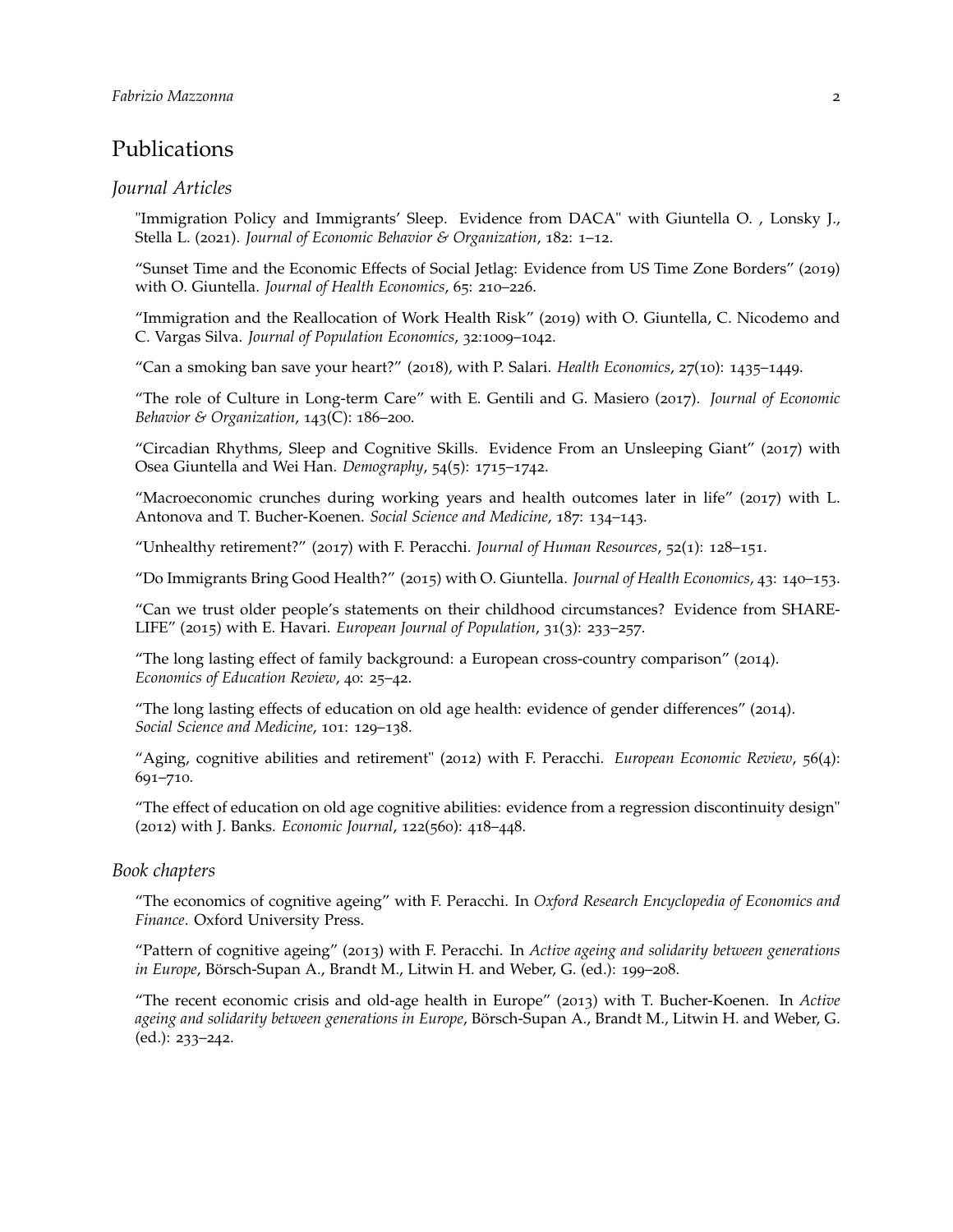# Publications

## *Journal Articles*

"Immigration Policy and Immigrants' Sleep. Evidence from DACA" with Giuntella O. , Lonsky J., Stella L. (2021). *Journal of Economic Behavior & Organization*, 182: 1–12.

"Sunset Time and the Economic Effects of Social Jetlag: Evidence from US Time Zone Borders" (2019) with O. Giuntella. *Journal of Health Economics*, 65: 210–226.

"Immigration and the Reallocation of Work Health Risk" (2019) with O. Giuntella, C. Nicodemo and C. Vargas Silva. *Journal of Population Economics*, 32:1009–1042.

"Can a smoking ban save your heart?" (2018), with P. Salari. *Health Economics*, 27(10): 1435–1449.

"The role of Culture in Long-term Care" with E. Gentili and G. Masiero (2017). *Journal of Economic Behavior & Organization*, 143(C): 186–200.

"Circadian Rhythms, Sleep and Cognitive Skills. Evidence From an Unsleeping Giant" (2017) with Osea Giuntella and Wei Han. *Demography*, 54(5): 1715–1742.

"Macroeconomic crunches during working years and health outcomes later in life" (2017) with L. Antonova and T. Bucher-Koenen. *Social Science and Medicine*, 187: 134–143.

"Unhealthy retirement?" (2017) with F. Peracchi. *Journal of Human Resources*, 52(1): 128–151.

"Do Immigrants Bring Good Health?" (2015) with O. Giuntella. *Journal of Health Economics*, 43: 140–153.

"Can we trust older people's statements on their childhood circumstances? Evidence from SHARE-LIFE" (2015) with E. Havari. *European Journal of Population*, 31(3): 233–257.

"The long lasting effect of family background: a European cross-country comparison" (2014). *Economics of Education Review*, 40: 25–42.

"The long lasting effects of education on old age health: evidence of gender differences" (2014). *Social Science and Medicine*, 101: 129–138.

"Aging, cognitive abilities and retirement" (2012) with F. Peracchi. *European Economic Review*, 56(4): 691–710.

"The effect of education on old age cognitive abilities: evidence from a regression discontinuity design" (2012) with J. Banks. *Economic Journal*, 122(560): 418–448.

## *Book chapters*

"The economics of cognitive ageing" with F. Peracchi. In *Oxford Research Encyclopedia of Economics and Finance*. Oxford University Press.

"Pattern of cognitive ageing" (2013) with F. Peracchi. In *Active ageing and solidarity between generations in Europe*, Börsch-Supan A., Brandt M., Litwin H. and Weber, G. (ed.): 199–208.

"The recent economic crisis and old-age health in Europe" (2013) with T. Bucher-Koenen. In *Active ageing and solidarity between generations in Europe*, Börsch-Supan A., Brandt M., Litwin H. and Weber, G. (ed.): 233–242.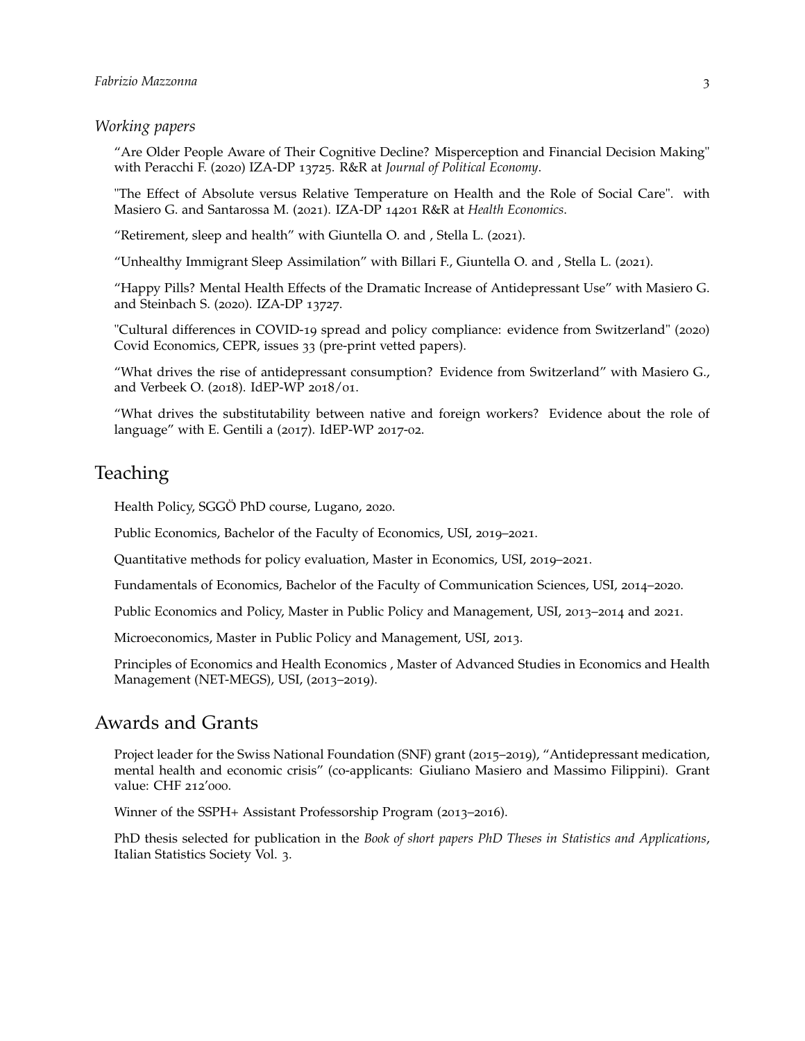### *Working papers*

"Are Older People Aware of Their Cognitive Decline? Misperception and Financial Decision Making" with Peracchi F. (2020) IZA-DP 13725. R&R at *Journal of Political Economy*.

"The Effect of Absolute versus Relative Temperature on Health and the Role of Social Care". with Masiero G. and Santarossa M. (2021). IZA-DP 14201 R&R at *Health Economics*.

"Retirement, sleep and health" with Giuntella O. and , Stella L. (2021).

"Unhealthy Immigrant Sleep Assimilation" with Billari F., Giuntella O. and , Stella L. (2021).

"Happy Pills? Mental Health Effects of the Dramatic Increase of Antidepressant Use" with Masiero G. and Steinbach S. (2020). IZA-DP 13727.

"Cultural differences in COVID-19 spread and policy compliance: evidence from Switzerland" (2020) Covid Economics, CEPR, issues 33 (pre-print vetted papers).

"What drives the rise of antidepressant consumption? Evidence from Switzerland" with Masiero G., and Verbeek O. (2018). IdEP-WP 2018/01.

"What drives the substitutability between native and foreign workers? Evidence about the role of language" with E. Gentili a (2017). IdEP-WP 2017-02.

## Teaching

Health Policy, SGGÖ PhD course, Lugano, 2020.

Public Economics, Bachelor of the Faculty of Economics, USI, 2019–2021.

Quantitative methods for policy evaluation, Master in Economics, USI, 2019–2021.

Fundamentals of Economics, Bachelor of the Faculty of Communication Sciences, USI, 2014–2020.

Public Economics and Policy, Master in Public Policy and Management, USI, 2013–2014 and 2021.

Microeconomics, Master in Public Policy and Management, USI, 2013.

Principles of Economics and Health Economics , Master of Advanced Studies in Economics and Health Management (NET-MEGS), USI, (2013–2019).

## Awards and Grants

Project leader for the Swiss National Foundation (SNF) grant (2015–2019), "Antidepressant medication, mental health and economic crisis" (co-applicants: Giuliano Masiero and Massimo Filippini). Grant value: CHF 212'000.

Winner of the SSPH+ Assistant Professorship Program (2013–2016).

PhD thesis selected for publication in the *Book of short papers PhD Theses in Statistics and Applications*, Italian Statistics Society Vol. 3.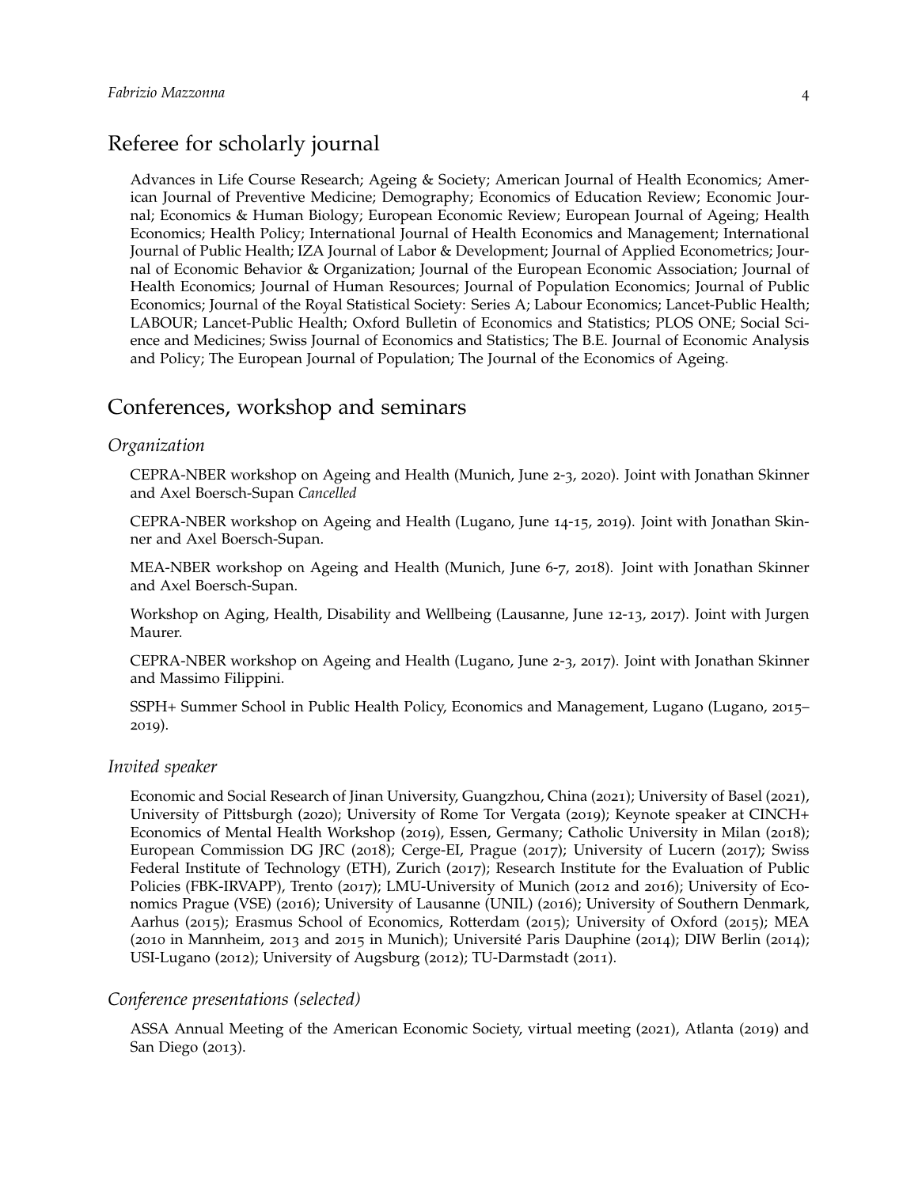## Referee for scholarly journal

Advances in Life Course Research; Ageing & Society; American Journal of Health Economics; American Journal of Preventive Medicine; Demography; Economics of Education Review; Economic Journal; Economics & Human Biology; European Economic Review; European Journal of Ageing; Health Economics; Health Policy; International Journal of Health Economics and Management; International Journal of Public Health; IZA Journal of Labor & Development; Journal of Applied Econometrics; Journal of Economic Behavior & Organization; Journal of the European Economic Association; Journal of Health Economics; Journal of Human Resources; Journal of Population Economics; Journal of Public Economics; Journal of the Royal Statistical Society: Series A; Labour Economics; Lancet-Public Health; LABOUR; Lancet-Public Health; Oxford Bulletin of Economics and Statistics; PLOS ONE; Social Science and Medicines; Swiss Journal of Economics and Statistics; The B.E. Journal of Economic Analysis and Policy; The European Journal of Population; The Journal of the Economics of Ageing.

## Conferences, workshop and seminars

### *Organization*

CEPRA-NBER workshop on Ageing and Health (Munich, June 2-3, 2020). Joint with Jonathan Skinner and Axel Boersch-Supan *Cancelled*

CEPRA-NBER workshop on Ageing and Health (Lugano, June 14-15, 2019). Joint with Jonathan Skinner and Axel Boersch-Supan.

MEA-NBER workshop on Ageing and Health (Munich, June 6-7, 2018). Joint with Jonathan Skinner and Axel Boersch-Supan.

Workshop on Aging, Health, Disability and Wellbeing (Lausanne, June 12-13, 2017). Joint with Jurgen Maurer.

CEPRA-NBER workshop on Ageing and Health (Lugano, June 2-3, 2017). Joint with Jonathan Skinner and Massimo Filippini.

SSPH+ Summer School in Public Health Policy, Economics and Management, Lugano (Lugano, 2015–2019).

### *Invited speaker*

Economic and Social Research of Jinan University, Guangzhou, China (2021); University of Basel (2021), University of Pittsburgh (2020); University of Rome Tor Vergata (2019); Keynote speaker at CINCH+ Economics of Mental Health Workshop (2019), Essen, Germany; Catholic University in Milan (2018); European Commission DG JRC (2018); Cerge-EI, Prague (2017); University of Lucern (2017); Swiss Federal Institute of Technology (ETH), Zurich (2017); Research Institute for the Evaluation of Public Policies (FBK-IRVAPP), Trento (2017); LMU-University of Munich (2012 and 2016); University of Economics Prague (VSE) (2016); University of Lausanne (UNIL) (2016); University of Southern Denmark, Aarhus (2015); Erasmus School of Economics, Rotterdam (2015); University of Oxford (2015); MEA (2010 in Mannheim, 2013 and 2015 in Munich); Université Paris Dauphine (2014); DIW Berlin (2014); USI-Lugano (2012); University of Augsburg (2012); TU-Darmstadt (2011).

### *Conference presentations (selected)*

ASSA Annual Meeting of the American Economic Society, virtual meeting (2021), Atlanta (2019) and San Diego (2013).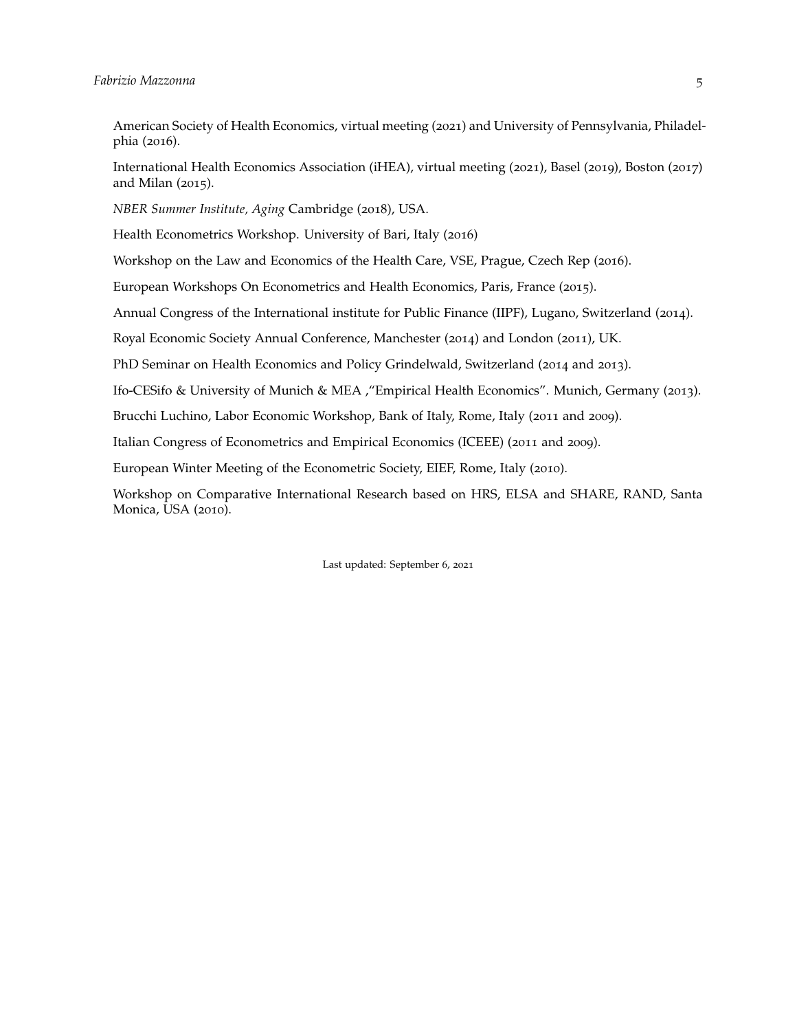American Society of Health Economics, virtual meeting (2021) and University of Pennsylvania, Philadelphia (2016).

International Health Economics Association (iHEA), virtual meeting (2021), Basel (2019), Boston (2017) and Milan (2015).

*NBER Summer Institute, Aging* Cambridge (2018), USA.

Health Econometrics Workshop. University of Bari, Italy (2016)

Workshop on the Law and Economics of the Health Care, VSE, Prague, Czech Rep (2016).

European Workshops On Econometrics and Health Economics, Paris, France (2015).

Annual Congress of the International institute for Public Finance (IIPF), Lugano, Switzerland (2014).

Royal Economic Society Annual Conference, Manchester (2014) and London (2011), UK.

PhD Seminar on Health Economics and Policy Grindelwald, Switzerland (2014 and 2013).

Ifo-CESifo & University of Munich & MEA ,"Empirical Health Economics". Munich, Germany (2013).

Brucchi Luchino, Labor Economic Workshop, Bank of Italy, Rome, Italy (2011 and 2009).

Italian Congress of Econometrics and Empirical Economics (ICEEE) (2011 and 2009).

European Winter Meeting of the Econometric Society, EIEF, Rome, Italy (2010).

Workshop on Comparative International Research based on HRS, ELSA and SHARE, RAND, Santa Monica, USA (2010).

Last updated: September 6, 2021